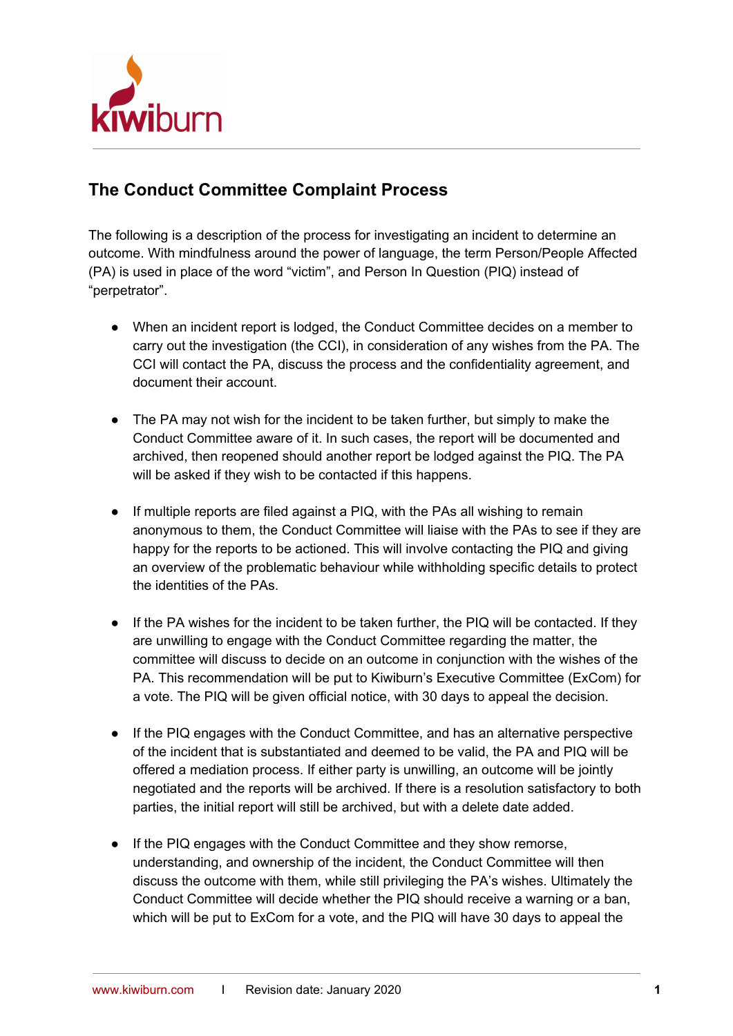## The Conduct Committee Complaint Process

The following is a description of the process for investigating an incident to determine an outcome. With mindfulness around the power of language, the term Person/People Affected (PA) is used in place of the word "victim", and Person In Question (PIQ) instead of "perpetrator".

- When an incident report is lodged, the Conduct Committee decides on a member to carry out the investigation (the CCI), in consideration of any wishes from the PA. The CCI will contact the PA, discuss the process and the confidentiality agreement, and document their account.

- The PA may not wish for the incident to be taken further, but simply to make the Conduct Committee aware of it. In such cases, the report will be documented and archived, then reopened should another report be lodged against the PIQ. The PA will be asked if they wish to be contacted if this happens.

- If multiple reports are filed against a PIQ, with the PAs all wishing to remain anonymous to them, the Conduct Committee will liaise with the PAs to see if they are happy for the reports to be actioned. This will involve contacting the PIQ and giving an overview of the problematic behaviour while withholding specific details to protect the identities of the PAs.

- If the PA wishes for the incident to be taken further, the PIQ will be contacted. If they are unwilling to engage with the Conduct Committee regarding the matter, the committee will discuss to decide on an outcome in conjunction with the wishes of the PA. This recommendation will be put to Kiwiburn's Executive Committee (ExCom) for a vote. The PIQ will be given official notice, with 30 days to appeal the decision.

- If the PIQ engages with the Conduct Committee, and has an alternative perspective of the incident that is substantiated and deemed to be valid, the PA and PIQ will be offered a mediation process. If either party is unwilling, an outcome will be jointly negotiated and the reports will be archived. If there is a resolution satisfactory to both parties, the initial report will still be archived, but with a delete date added.

- If the PIQ engages with the Conduct Committee and they show remorse, understanding, and ownership of the incident, the Conduct Committee will then discuss the outcome with them, while still privileging the PA's wishes. Ultimately the Conduct Committee will decide whether the PIQ should receive a warning or a ban, which will be put to ExCom for a vote, and the PIQ will have 30 days to appeal the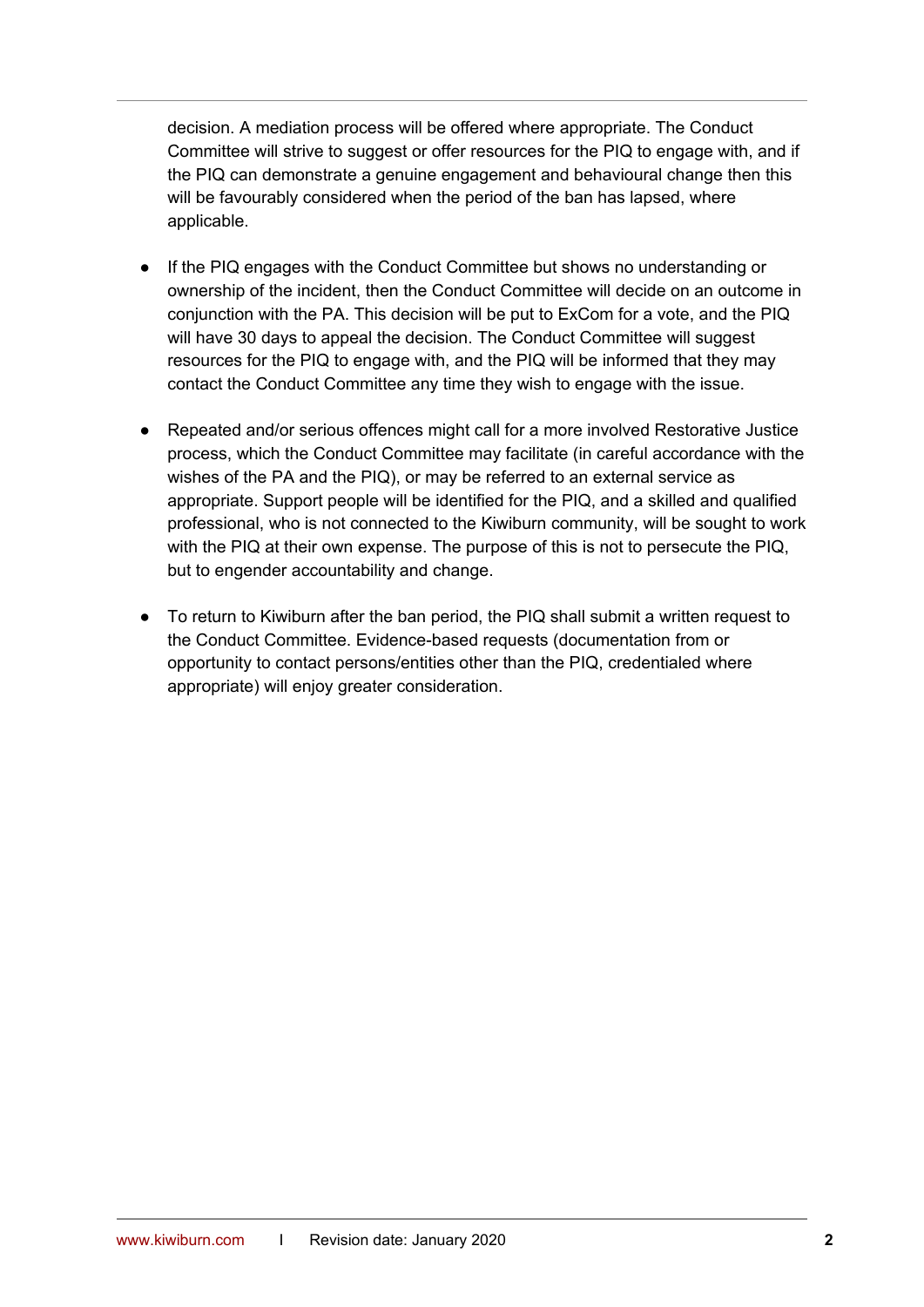decision. A mediation process will be offered where appropriate. The Conduct Committee will strive to suggest or offer resources for the PIQ to engage with, and if the PIQ can demonstrate a genuine engagement and behavioural change then this will be favourably considered when the period of the ban has lapsed, where applicable.

- If the PIQ engages with the Conduct Committee but shows no understanding or ownership of the incident, then the Conduct Committee will decide on an outcome in conjunction with the PA. This decision will be put to ExCom for a vote, and the PIQ will have 30 days to appeal the decision. The Conduct Committee will suggest resources for the PIQ to engage with, and the PIQ will be informed that they may contact the Conduct Committee any time they wish to engage with the issue.

- Repeated and/or serious offences might call for a more involved Restorative Justice process, which the Conduct Committee may facilitate (in careful accordance with the wishes of the PA and the PIQ), or may be referred to an external service as appropriate. Support people will be identified for the PIQ, and a skilled and qualified professional, who is not connected to the Kiwiburn community, will be sought to work with the PIQ at their own expense. The purpose of this is not to persecute the PIQ, but to engender accountability and change.

- To return to Kiwiburn after the ban period, the PIQ shall submit a written request to the Conduct Committee. Evidence-based requests (documentation from or opportunity to contact persons/entities other than the PIQ, credentialed where appropriate) will enjoy greater consideration.